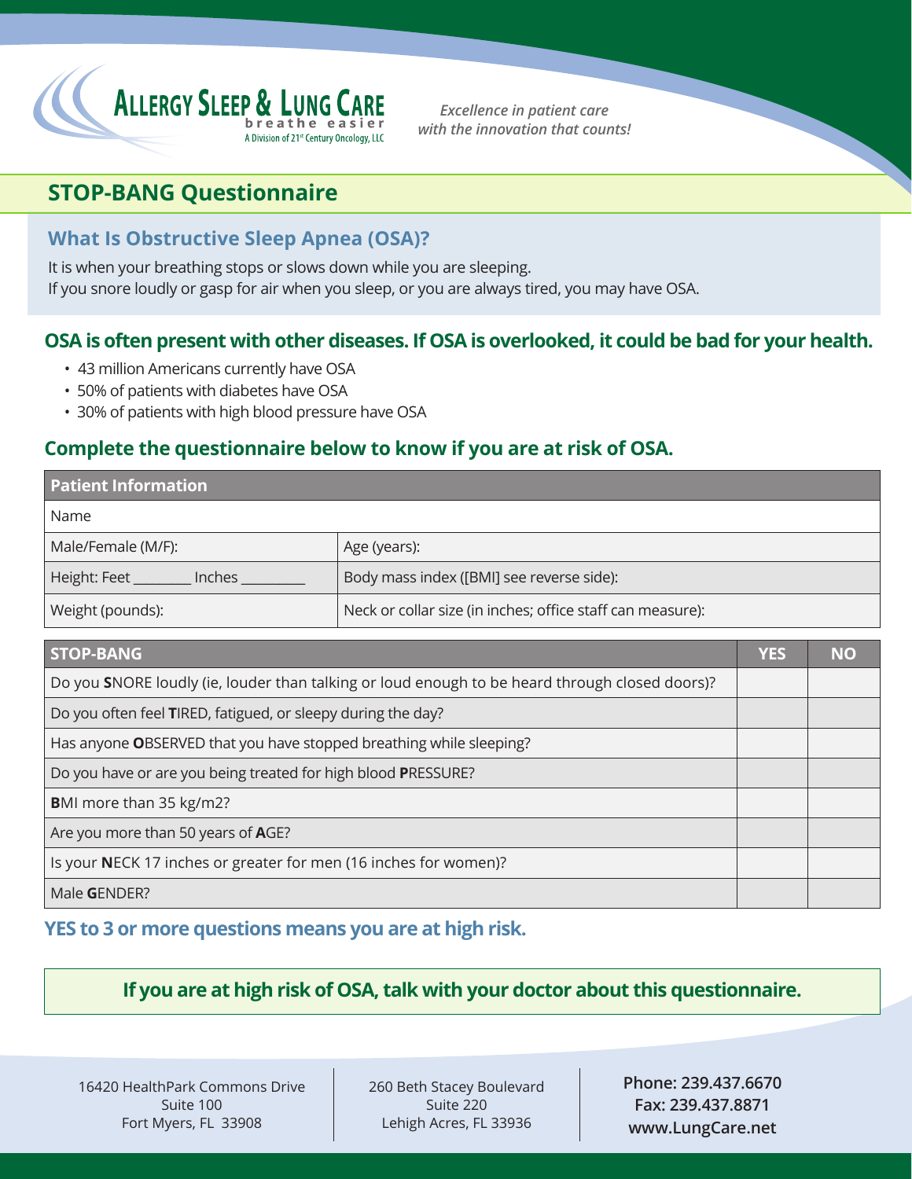**ALLERGY SLEEP & LUNG CARE**
breathe easier
A Division of 21st Century Oncology, LLC

*Excellence in patient care with the innovation that counts!*

# STOP-BANG Questionnaire

## What Is Obstructive Sleep Apnea (OSA)?

It is when your breathing stops or slows down while you are sleeping.
If you snore loudly or gasp for air when you sleep, or you are always tired, you may have OSA.

## OSA is often present with other diseases. If OSA is overlooked, it could be bad for your health.

- 43 million Americans currently have OSA
- 50% of patients with diabetes have OSA
- 30% of patients with high blood pressure have OSA

## Complete the questionnaire below to know if you are at risk of OSA.

| Patient Information | |
|---|---|
| Name | |
| Male/Female (M/F): | Age (years): |
| Height: Feet ________ Inches _________ | Body mass index ([BMI] see reverse side): |
| Weight (pounds): | Neck or collar size (in inches; office staff can measure): |

| STOP-BANG | YES | NO |
|---|---|---|
| Do you **S**NORE loudly (ie, louder than talking or loud enough to be heard through closed doors)? | | |
| Do you often feel **T**IRED, fatigued, or sleepy during the day? | | |
| Has anyone **O**BSERVED that you have stopped breathing while sleeping? | | |
| Do you have or are you being treated for high blood **P**RESSURE? | | |
| **B**MI more than 35 kg/m2? | | |
| Are you more than 50 years of **A**GE? | | |
| Is your **N**ECK 17 inches or greater for men (16 inches for women)? | | |
| Male **G**ENDER? | | |

**YES to 3 or more questions means you are at high risk.**

**If you are at high risk of OSA, talk with your doctor about this questionnaire.**

16420 HealthPark Commons Drive
Suite 100
Fort Myers, FL 33908

260 Beth Stacey Boulevard
Suite 220
Lehigh Acres, FL 33936

**Phone: 239.437.6670**
**Fax: 239.437.8871**
**www.LungCare.net**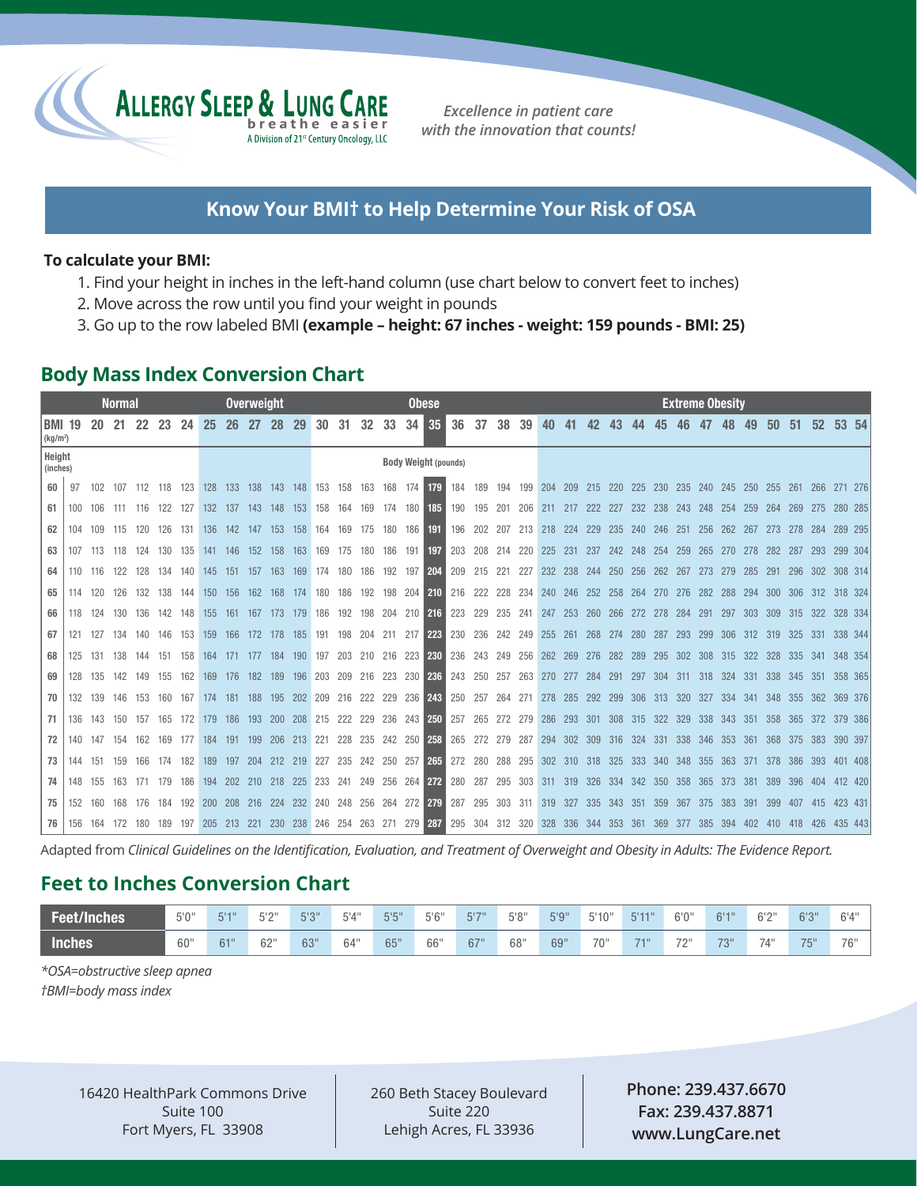ALLERGY SLEEP & LUNG CARE
breathe easier
A Division of 21st Century Oncology, LLC

*Excellence in patient care with the innovation that counts!*

## Know Your BMI† to Help Determine Your Risk of OSA

**To calculate your BMI:**

1. Find your height in inches in the left-hand column (use chart below to convert feet to inches)
2. Move across the row until you find your weight in pounds
3. Go up to the row labeled BMI **(example – height: 67 inches - weight: 159 pounds - BMI: 25)**

## Body Mass Index Conversion Chart

| | Normal | | | | | | Overweight | | | | | Obese | | | | | | | | | | | Extreme Obesity | | | | | | | | | | | | | | |
|---|---|---|---|---|---|---|---|---|---|---|---|---|---|---|---|---|---|---|---|---|---|---|---|---|---|---|---|---|---|---|---|---|---|---|---|---|
| **BMI (kg/m²)** | **19** | **20** | **21** | **22** | **23** | **24** | **25** | **26** | **27** | **28** | **29** | **30** | **31** | **32** | **33** | **34** | **35** | **36** | **37** | **38** | **39** | **40** | **41** | **42** | **43** | **44** | **45** | **46** | **47** | **48** | **49** | **50** | **51** | **52** | **53** | **54** |
| **Height (inches)** | Body Weight (pounds) | | | | | | | | | | | | | | | | | | | | | | | | | | | | | | | | | | | |
| 60 | 97 | 102 | 107 | 112 | 118 | 123 | 128 | 133 | 138 | 143 | 148 | 153 | 158 | 163 | 168 | 174 | 179 | 184 | 189 | 194 | 199 | 204 | 209 | 215 | 220 | 225 | 230 | 235 | 240 | 245 | 250 | 255 | 261 | 266 | 271 | 276 |
| 61 | 100 | 106 | 111 | 116 | 122 | 127 | 132 | 137 | 143 | 148 | 153 | 158 | 164 | 169 | 174 | 180 | 185 | 190 | 195 | 201 | 206 | 211 | 217 | 222 | 227 | 232 | 238 | 243 | 248 | 254 | 259 | 264 | 269 | 275 | 280 | 285 |
| 62 | 104 | 109 | 115 | 120 | 126 | 131 | 136 | 142 | 147 | 153 | 158 | 164 | 169 | 175 | 180 | 186 | 191 | 196 | 202 | 207 | 213 | 218 | 224 | 229 | 235 | 240 | 246 | 251 | 256 | 262 | 267 | 273 | 278 | 284 | 289 | 295 |
| 63 | 107 | 113 | 118 | 124 | 130 | 135 | 141 | 146 | 152 | 158 | 163 | 169 | 175 | 180 | 186 | 191 | 197 | 203 | 208 | 214 | 220 | 225 | 231 | 237 | 242 | 248 | 254 | 259 | 265 | 270 | 278 | 282 | 287 | 293 | 299 | 304 |
| 64 | 110 | 116 | 122 | 128 | 134 | 140 | 145 | 151 | 157 | 163 | 169 | 174 | 180 | 186 | 192 | 197 | 204 | 209 | 215 | 221 | 227 | 232 | 238 | 244 | 250 | 256 | 262 | 267 | 273 | 279 | 285 | 291 | 296 | 302 | 308 | 314 |
| 65 | 114 | 120 | 126 | 132 | 138 | 144 | 150 | 156 | 162 | 168 | 174 | 180 | 186 | 192 | 198 | 204 | 210 | 216 | 222 | 228 | 234 | 240 | 246 | 252 | 258 | 264 | 270 | 276 | 282 | 288 | 294 | 300 | 306 | 312 | 318 | 324 |
| 66 | 118 | 124 | 130 | 136 | 142 | 148 | 155 | 161 | 167 | 173 | 179 | 186 | 192 | 198 | 204 | 210 | 216 | 223 | 229 | 235 | 241 | 247 | 253 | 260 | 266 | 272 | 278 | 284 | 291 | 297 | 303 | 309 | 315 | 322 | 328 | 334 |
| 67 | 121 | 127 | 134 | 140 | 146 | 153 | 159 | 166 | 172 | 178 | 185 | 191 | 198 | 204 | 211 | 217 | 223 | 230 | 236 | 242 | 249 | 255 | 261 | 268 | 274 | 280 | 287 | 293 | 299 | 306 | 312 | 319 | 325 | 331 | 338 | 344 |
| 68 | 125 | 131 | 138 | 144 | 151 | 158 | 164 | 171 | 177 | 184 | 190 | 197 | 203 | 210 | 216 | 223 | 230 | 236 | 243 | 249 | 256 | 262 | 269 | 276 | 282 | 289 | 295 | 302 | 308 | 315 | 322 | 328 | 335 | 341 | 348 | 354 |
| 69 | 128 | 135 | 142 | 149 | 155 | 162 | 169 | 176 | 182 | 189 | 196 | 203 | 209 | 216 | 223 | 230 | 236 | 243 | 250 | 257 | 263 | 270 | 277 | 284 | 291 | 297 | 304 | 311 | 318 | 324 | 331 | 338 | 345 | 351 | 358 | 365 |
| 70 | 132 | 139 | 146 | 153 | 160 | 167 | 174 | 181 | 188 | 195 | 202 | 209 | 216 | 222 | 229 | 236 | 243 | 250 | 257 | 264 | 271 | 278 | 285 | 292 | 299 | 306 | 313 | 320 | 327 | 334 | 341 | 348 | 355 | 362 | 369 | 376 |
| 71 | 136 | 143 | 150 | 157 | 165 | 172 | 179 | 186 | 193 | 200 | 208 | 215 | 222 | 229 | 236 | 243 | 250 | 257 | 265 | 272 | 279 | 286 | 293 | 301 | 308 | 315 | 322 | 329 | 338 | 343 | 351 | 358 | 365 | 372 | 379 | 386 |
| 72 | 140 | 147 | 154 | 162 | 169 | 177 | 184 | 191 | 199 | 206 | 213 | 221 | 228 | 235 | 242 | 250 | 258 | 265 | 272 | 279 | 287 | 294 | 302 | 309 | 316 | 324 | 331 | 338 | 346 | 353 | 361 | 368 | 375 | 383 | 390 | 397 |
| 73 | 144 | 151 | 159 | 166 | 174 | 182 | 189 | 197 | 204 | 212 | 219 | 227 | 235 | 242 | 250 | 257 | 265 | 272 | 280 | 288 | 295 | 302 | 310 | 318 | 325 | 333 | 340 | 348 | 355 | 363 | 371 | 378 | 386 | 393 | 401 | 408 |
| 74 | 148 | 155 | 163 | 171 | 179 | 186 | 194 | 202 | 210 | 218 | 225 | 233 | 241 | 249 | 256 | 264 | 272 | 280 | 287 | 295 | 303 | 311 | 319 | 326 | 334 | 342 | 350 | 358 | 365 | 373 | 381 | 389 | 396 | 404 | 412 | 420 |
| 75 | 152 | 160 | 168 | 176 | 184 | 192 | 200 | 208 | 216 | 224 | 232 | 240 | 248 | 256 | 264 | 272 | 279 | 287 | 295 | 303 | 311 | 319 | 327 | 335 | 343 | 351 | 359 | 367 | 375 | 383 | 391 | 399 | 407 | 415 | 423 | 431 |
| 76 | 156 | 164 | 172 | 180 | 189 | 197 | 205 | 213 | 221 | 230 | 238 | 246 | 254 | 263 | 271 | 279 | 287 | 295 | 304 | 312 | 320 | 328 | 336 | 344 | 353 | 361 | 369 | 377 | 385 | 394 | 402 | 410 | 418 | 426 | 435 | 443 |

Adapted from *Clinical Guidelines on the Identification, Evaluation, and Treatment of Overweight and Obesity in Adults: The Evidence Report.*

## Feet to Inches Conversion Chart

| Feet/Inches | 5'0" | 5'1" | 5'2" | 5'3" | 5'4" | 5'5" | 5'6" | 5'7" | 5'8" | 5'9" | 5'10" | 5'11" | 6'0" | 6'1" | 6'2" | 6'3" | 6'4" |
|---|---|---|---|---|---|---|---|---|---|---|---|---|---|---|---|---|---|
| Inches | 60" | 61" | 62" | 63" | 64" | 65" | 66" | 67" | 68" | 69" | 70" | 71" | 72" | 73" | 74" | 75" | 76" |

*\*OSA=obstructive sleep apnea*
*†BMI=body mass index*

16420 HealthPark Commons Drive
Suite 100
Fort Myers, FL 33908

260 Beth Stacey Boulevard
Suite 220
Lehigh Acres, FL 33936

**Phone: 239.437.6670**
**Fax: 239.437.8871**
**www.LungCare.net**